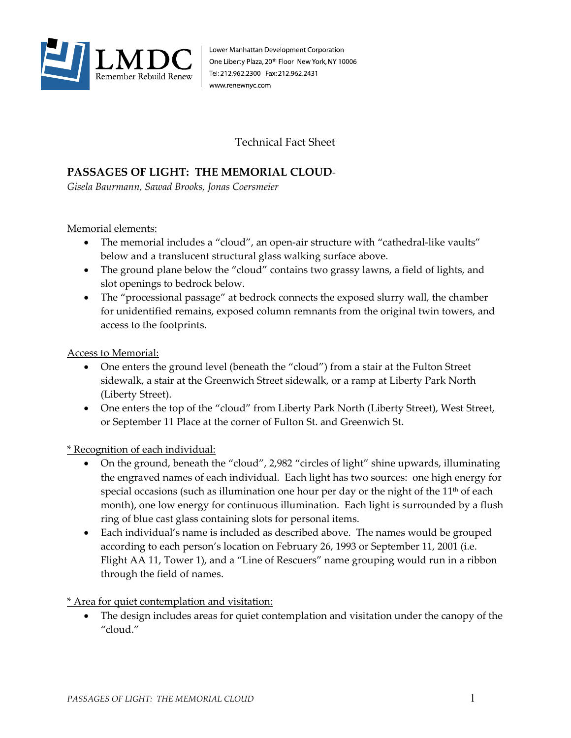LMDC
Remember Rebuild Renew

Lower Manhattan Development Corporation
One Liberty Plaza, 20th Floor New York, NY 10006
Tel: 212.962.2300 Fax: 212.962.2431
www.renewnyc.com

Technical Fact Sheet

## PASSAGES OF LIGHT: THE MEMORIAL CLOUD-

*Gisela Baurmann, Sawad Brooks, Jonas Coersmeier*

Memorial elements:

- The memorial includes a "cloud", an open-air structure with "cathedral-like vaults" below and a translucent structural glass walking surface above.
- The ground plane below the "cloud" contains two grassy lawns, a field of lights, and slot openings to bedrock below.
- The "processional passage" at bedrock connects the exposed slurry wall, the chamber for unidentified remains, exposed column remnants from the original twin towers, and access to the footprints.

Access to Memorial:

- One enters the ground level (beneath the "cloud") from a stair at the Fulton Street sidewalk, a stair at the Greenwich Street sidewalk, or a ramp at Liberty Park North (Liberty Street).
- One enters the top of the "cloud" from Liberty Park North (Liberty Street), West Street, or September 11 Place at the corner of Fulton St. and Greenwich St.

* Recognition of each individual:

- On the ground, beneath the "cloud", 2,982 "circles of light" shine upwards, illuminating the engraved names of each individual. Each light has two sources: one high energy for special occasions (such as illumination one hour per day or the night of the 11th of each month), one low energy for continuous illumination. Each light is surrounded by a flush ring of blue cast glass containing slots for personal items.
- Each individual's name is included as described above. The names would be grouped according to each person's location on February 26, 1993 or September 11, 2001 (i.e. Flight AA 11, Tower 1), and a "Line of Rescuers" name grouping would run in a ribbon through the field of names.

* Area for quiet contemplation and visitation:

- The design includes areas for quiet contemplation and visitation under the canopy of the "cloud."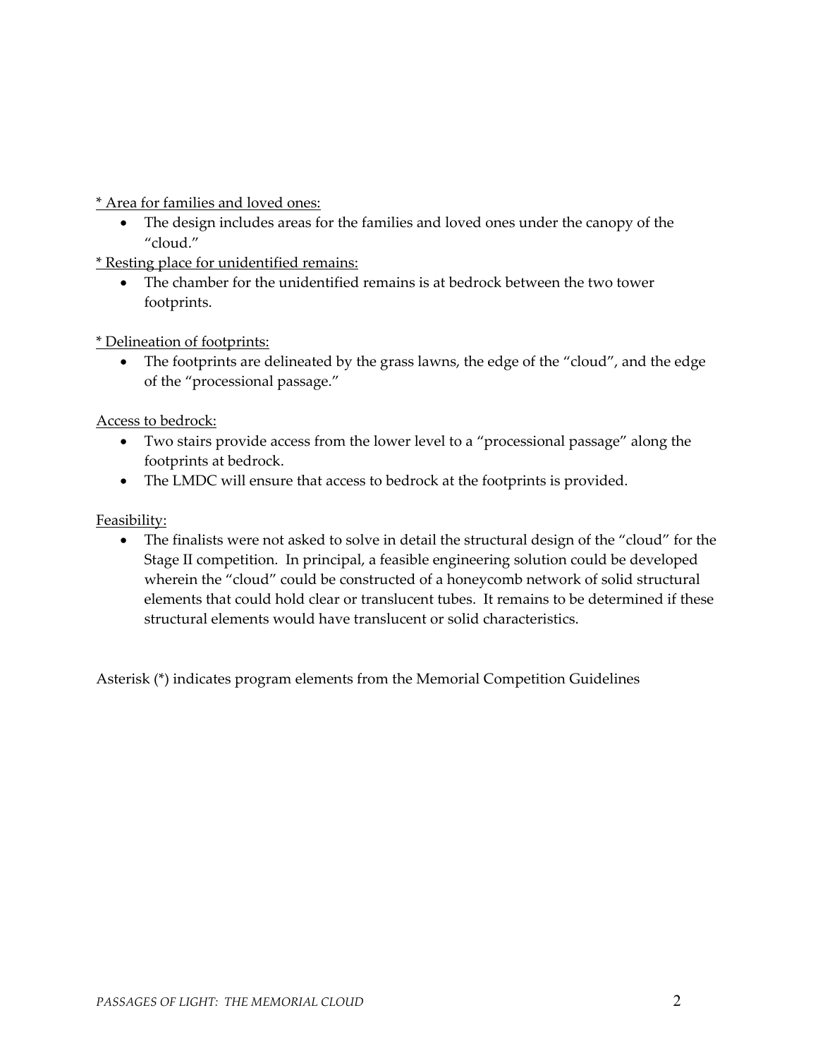<u>* Area for families and loved ones:</u>

- The design includes areas for the families and loved ones under the canopy of the "cloud."

<u>* Resting place for unidentified remains:</u>

- The chamber for the unidentified remains is at bedrock between the two tower footprints.

<u>* Delineation of footprints:</u>

- The footprints are delineated by the grass lawns, the edge of the "cloud", and the edge of the "processional passage."

<u>Access to bedrock:</u>

- Two stairs provide access from the lower level to a "processional passage" along the footprints at bedrock.
- The LMDC will ensure that access to bedrock at the footprints is provided.

<u>Feasibility:</u>

- The finalists were not asked to solve in detail the structural design of the "cloud" for the Stage II competition. In principal, a feasible engineering solution could be developed wherein the "cloud" could be constructed of a honeycomb network of solid structural elements that could hold clear or translucent tubes. It remains to be determined if these structural elements would have translucent or solid characteristics.

Asterisk (*) indicates program elements from the Memorial Competition Guidelines